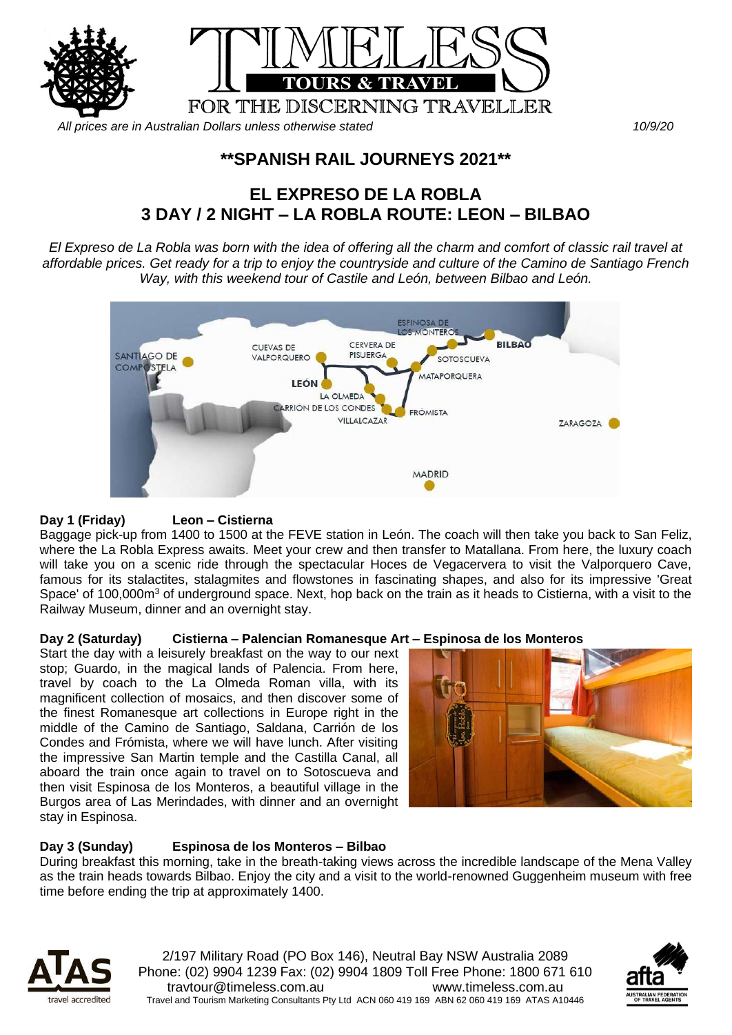# TIMELESS TOURS & TRAVEL

FOR THE DISCERNING TRAVELLER

*All prices are in Australian Dollars unless otherwise stated* 10/9/20

## **SPANISH RAIL JOURNEYS 2021**

## EL EXPRESO DE LA ROBLA
## 3 DAY / 2 NIGHT – LA ROBLA ROUTE: LEON – BILBAO

*El Expreso de La Robla was born with the idea of offering all the charm and comfort of classic rail travel at affordable prices. Get ready for a trip to enjoy the countryside and culture of the Camino de Santiago French Way, with this weekend tour of Castile and León, between Bilbao and León.*

**Day 1 (Friday) Leon – Cistierna**

Baggage pick-up from 1400 to 1500 at the FEVE station in León. The coach will then take you back to San Feliz, where the La Robla Express awaits. Meet your crew and then transfer to Matallana. From here, the luxury coach will take you on a scenic ride through the spectacular Hoces de Vegacervera to visit the Valporquero Cave, famous for its stalactites, stalagmites and flowstones in fascinating shapes, and also for its impressive 'Great Space' of 100,000m$^3$ of underground space. Next, hop back on the train as it heads to Cistierna, with a visit to the Railway Museum, dinner and an overnight stay.

**Day 2 (Saturday) Cistierna – Palencian Romanesque Art – Espinosa de los Monteros**

Start the day with a leisurely breakfast on the way to our next stop; Guardo, in the magical lands of Palencia. From here, travel by coach to the La Olmeda Roman villa, with its magnificent collection of mosaics, and then discover some of the finest Romanesque art collections in Europe right in the middle of the Camino de Santiago, Saldana, Carrión de los Condes and Frómista, where we will have lunch. After visiting the impressive San Martin temple and the Castilla Canal, all aboard the train once again to travel on to Sotoscueva and then visit Espinosa de los Monteros, a beautiful village in the Burgos area of Las Merindades, with dinner and an overnight stay in Espinosa.

**Day 3 (Sunday) Espinosa de los Monteros – Bilbao**

During breakfast this morning, take in the breath-taking views across the incredible landscape of the Mena Valley as the train heads towards Bilbao. Enjoy the city and a visit to the world-renowned Guggenheim museum with free time before ending the trip at approximately 1400.

2/197 Military Road (PO Box 146), Neutral Bay NSW Australia 2089
Phone: (02) 9904 1239 Fax: (02) 9904 1809 Toll Free Phone: 1800 671 610
travtour@timeless.com.au www.timeless.com.au
Travel and Tourism Marketing Consultants Pty Ltd ACN 060 419 169 ABN 62 060 419 169 ATAS A10446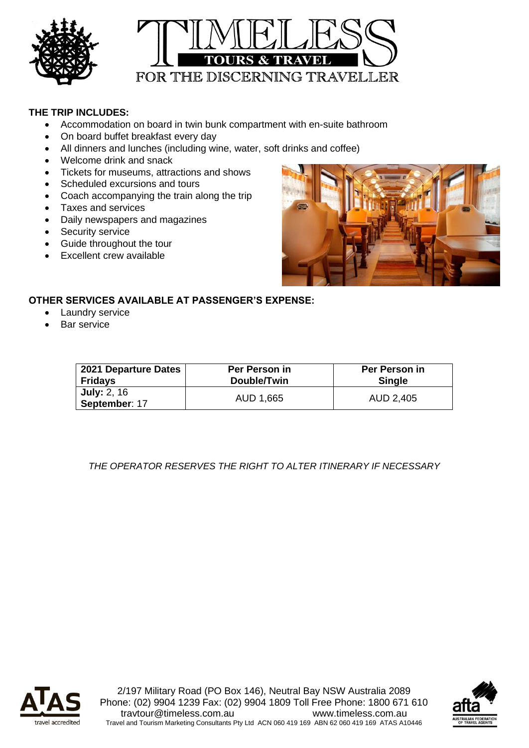## THE TRIP INCLUDES:

- Accommodation on board in twin bunk compartment with en-suite bathroom
- On board buffet breakfast every day
- All dinners and lunches (including wine, water, soft drinks and coffee)
- Welcome drink and snack
- Tickets for museums, attractions and shows
- Scheduled excursions and tours
- Coach accompanying the train along the trip
- Taxes and services
- Daily newspapers and magazines
- Security service
- Guide throughout the tour
- Excellent crew available

## OTHER SERVICES AVAILABLE AT PASSENGER'S EXPENSE:

- Laundry service
- Bar service

| 2021 Departure Dates Fridays | Per Person in Double/Twin | Per Person in Single |
|---|---|---|
| **July:** 2, 16<br>**September**: 17 | AUD 1,665 | AUD 2,405 |

*THE OPERATOR RESERVES THE RIGHT TO ALTER ITINERARY IF NECESSARY*